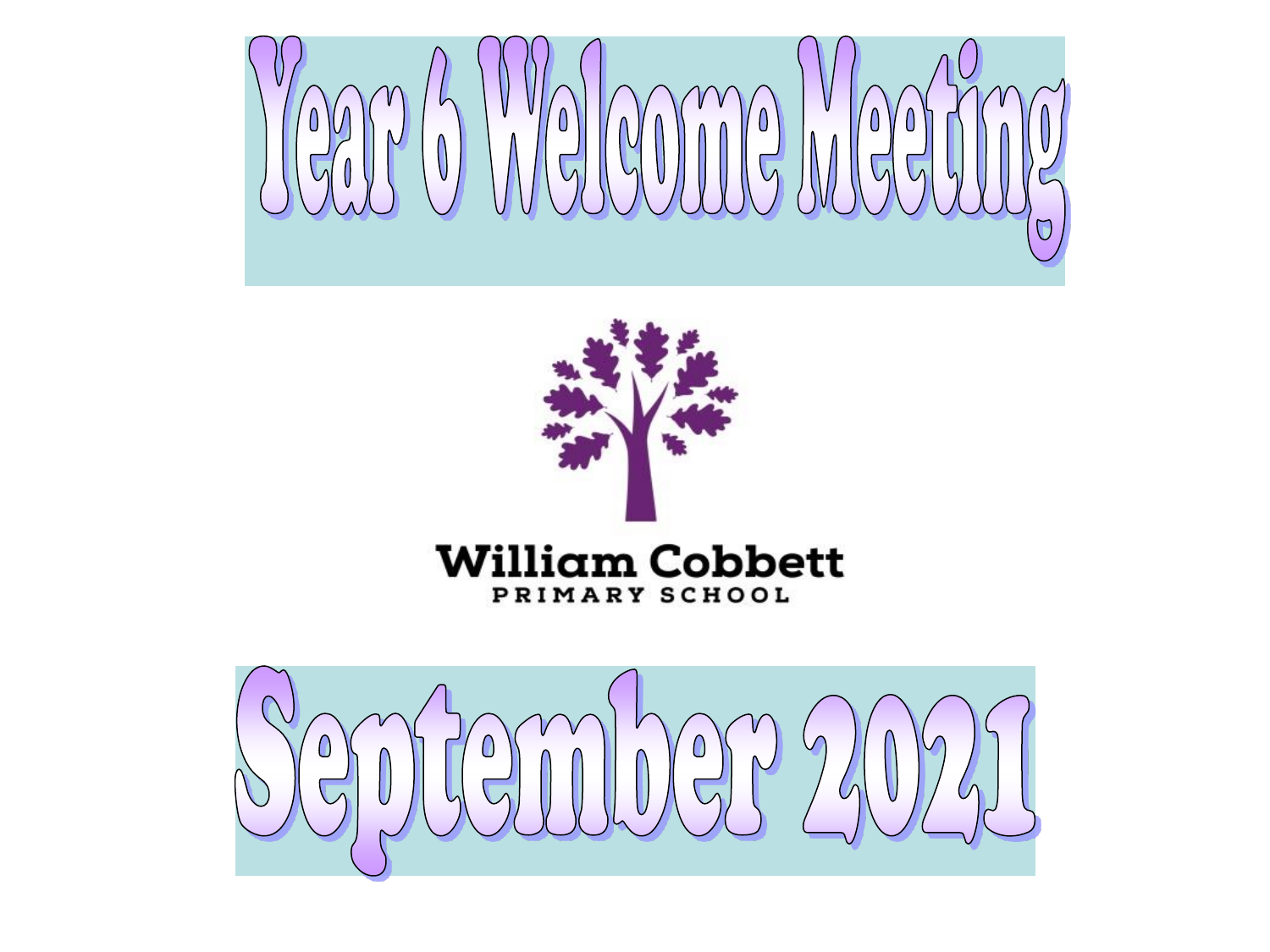# Year 6 Welcome Meeting

William Cobbett
PRIMARY SCHOOL

# September 2021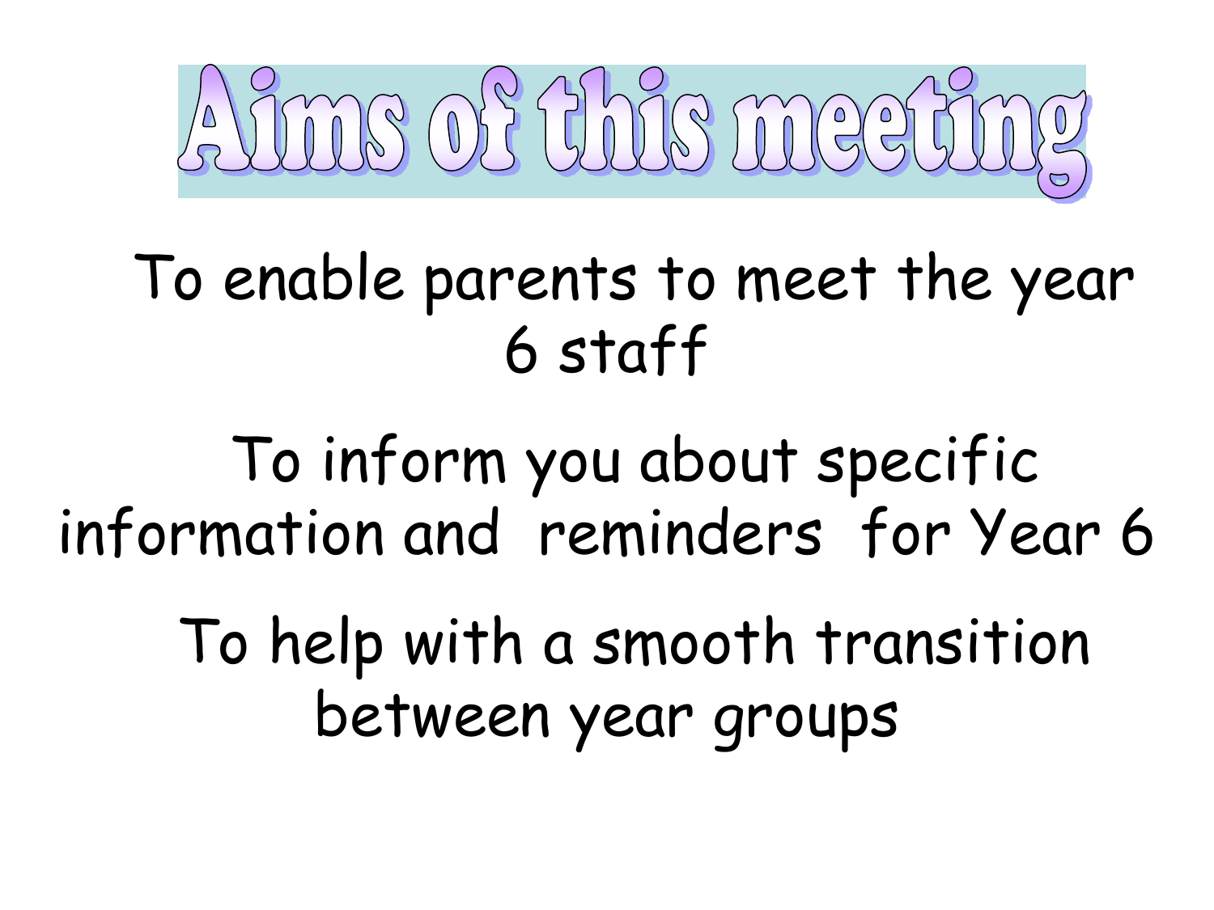# Aims of this meeting

To enable parents to meet the year 6 staff

To inform you about specific information and reminders for Year 6

To help with a smooth transition between year groups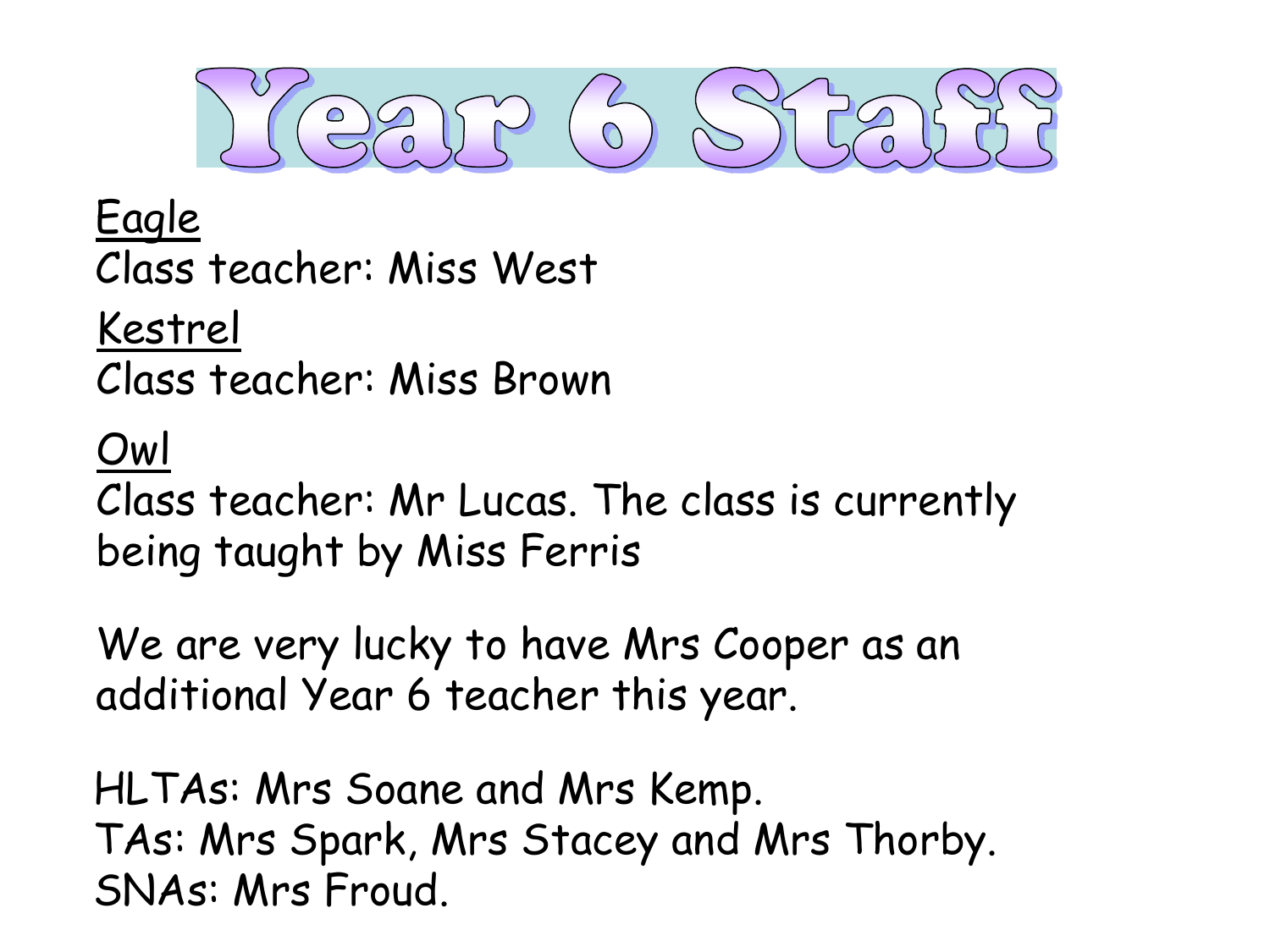# Year 6 Staff

Eagle
Class teacher: Miss West

Kestrel
Class teacher: Miss Brown

Owl
Class teacher: Mr Lucas. The class is currently being taught by Miss Ferris

We are very lucky to have Mrs Cooper as an additional Year 6 teacher this year.

HLTAs: Mrs Soane and Mrs Kemp.
TAs: Mrs Spark, Mrs Stacey and Mrs Thorby.
SNAs: Mrs Froud.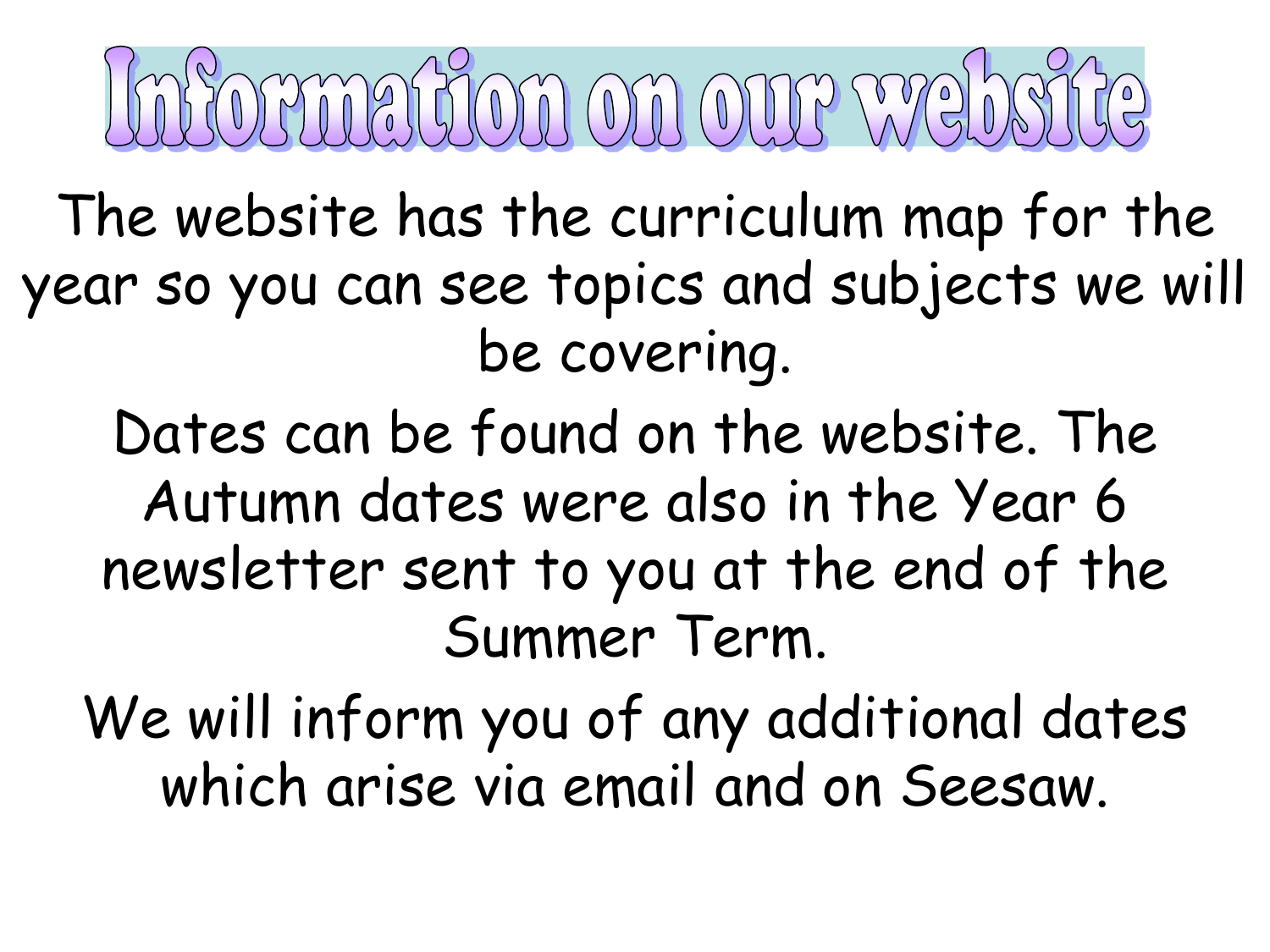# Information on our website

The website has the curriculum map for the year so you can see topics and subjects we will be covering.

Dates can be found on the website. The Autumn dates were also in the Year 6 newsletter sent to you at the end of the Summer Term.

We will inform you of any additional dates which arise via email and on Seesaw.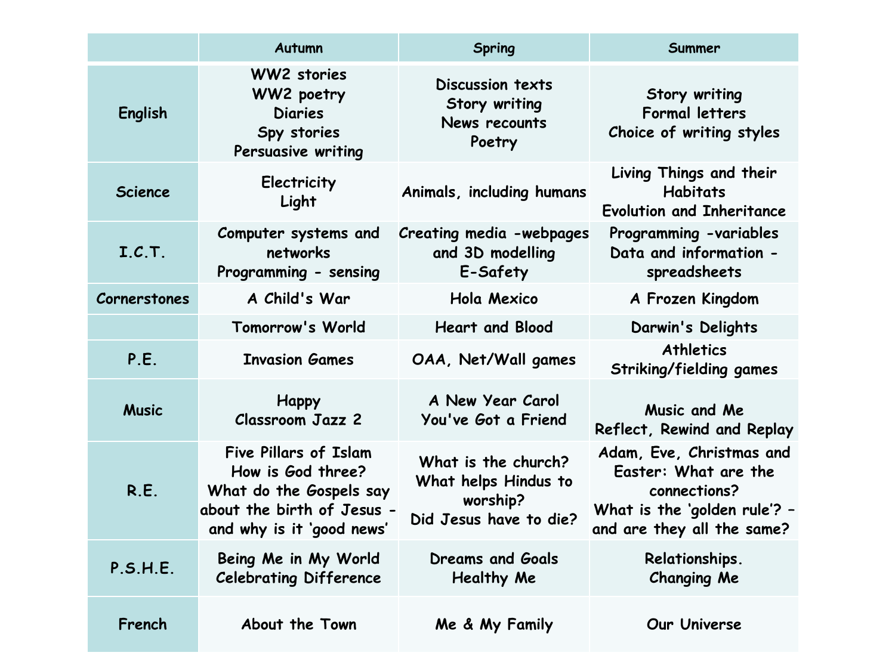| | Autumn | Spring | Summer |
|---|---|---|---|
| English | WW2 stories<br>WW2 poetry<br>Diaries<br>Spy stories<br>Persuasive writing | Discussion texts<br>Story writing<br>News recounts<br>Poetry | Story writing<br>Formal letters<br>Choice of writing styles |
| Science | Electricity<br>Light | Animals, including humans | Living Things and their Habitats<br>Evolution and Inheritance |
| I.C.T. | Computer systems and networks<br>Programming - sensing | Creating media -webpages and 3D modelling<br>E-Safety | Programming -variables<br>Data and information - spreadsheets |
| Cornerstones | A Child's War | Hola Mexico | A Frozen Kingdom |
| | Tomorrow's World | Heart and Blood | Darwin's Delights |
| P.E. | Invasion Games | OAA, Net/Wall games | Athletics<br>Striking/fielding games |
| Music | Happy<br>Classroom Jazz 2 | A New Year Carol<br>You've Got a Friend | Music and Me<br>Reflect, Rewind and Replay |
| R.E. | Five Pillars of Islam<br>How is God three?<br>What do the Gospels say about the birth of Jesus – and why is it 'good news' | What is the church?<br>What helps Hindus to worship?<br>Did Jesus have to die? | Adam, Eve, Christmas and Easter: What are the connections?<br>What is the 'golden rule'? – and are they all the same? |
| P.S.H.E. | Being Me in My World<br>Celebrating Difference | Dreams and Goals<br>Healthy Me | Relationships.<br>Changing Me |
| French | About the Town | Me & My Family | Our Universe |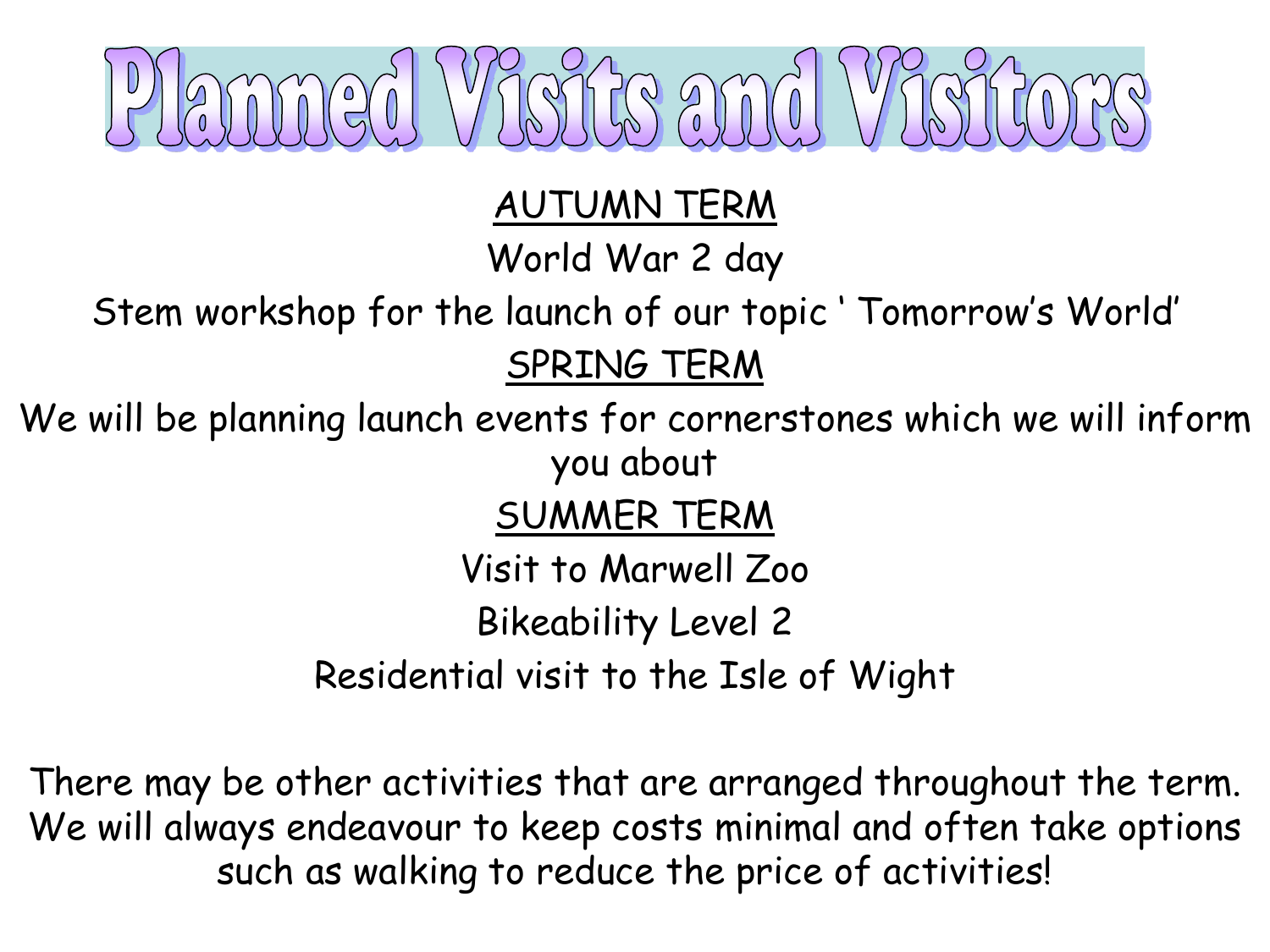# Planned Visits and Visitors

<u>AUTUMN TERM</u>

World War 2 day

Stem workshop for the launch of our topic ' Tomorrow's World'

<u>SPRING TERM</u>

We will be planning launch events for cornerstones which we will inform you about

<u>SUMMER TERM</u>

Visit to Marwell Zoo

Bikeability Level 2

Residential visit to the Isle of Wight

There may be other activities that are arranged throughout the term. We will always endeavour to keep costs minimal and often take options such as walking to reduce the price of activities!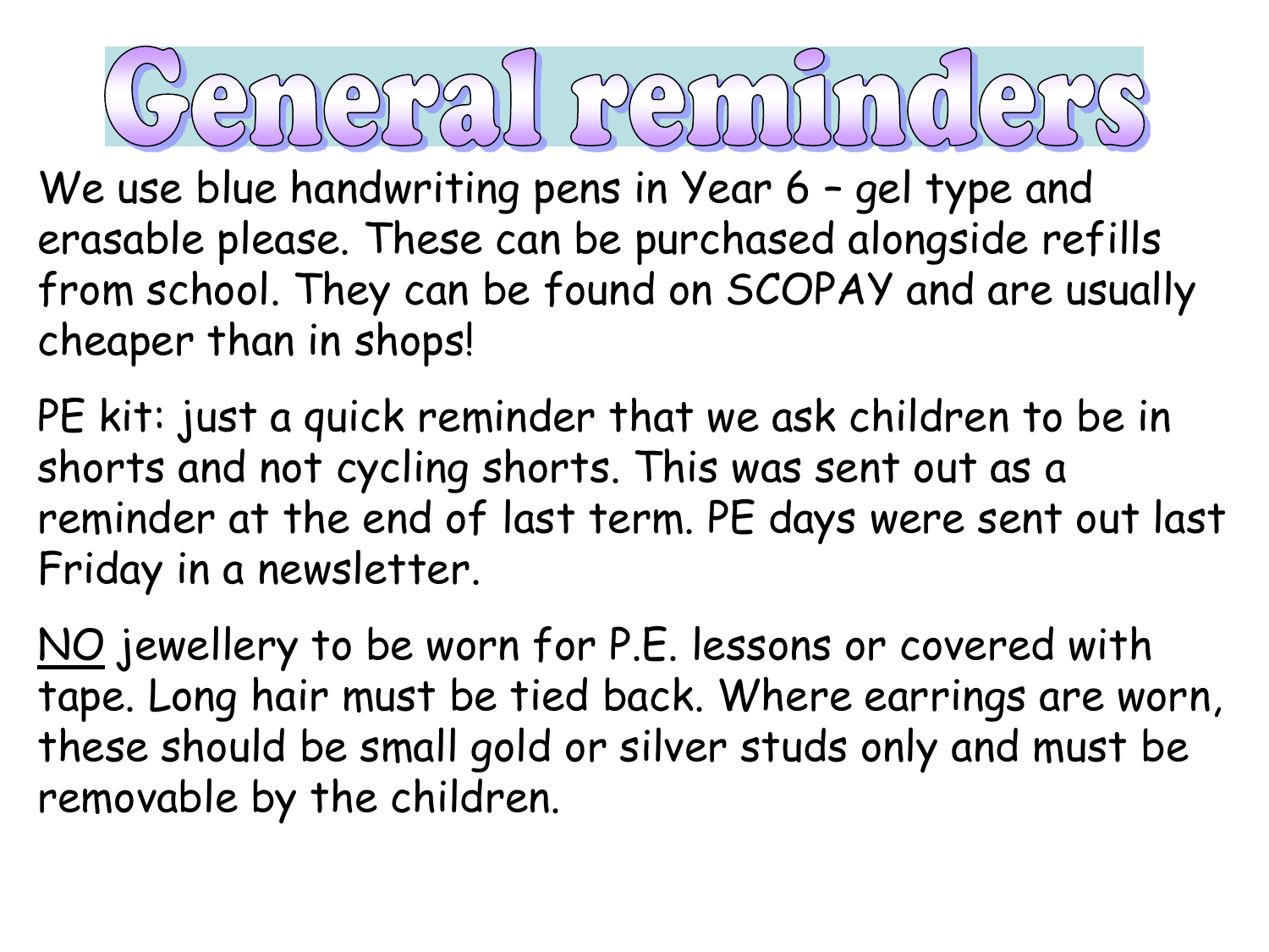# General reminders

We use blue handwriting pens in Year 6 – gel type and erasable please. These can be purchased alongside refills from school. They can be found on SCOPAY and are usually cheaper than in shops!

PE kit: just a quick reminder that we ask children to be in shorts and not cycling shorts. This was sent out as a reminder at the end of last term. PE days were sent out last Friday in a newsletter.

<u>NO</u> jewellery to be worn for P.E. lessons or covered with tape. Long hair must be tied back. Where earrings are worn, these should be small gold or silver studs only and must be removable by the children.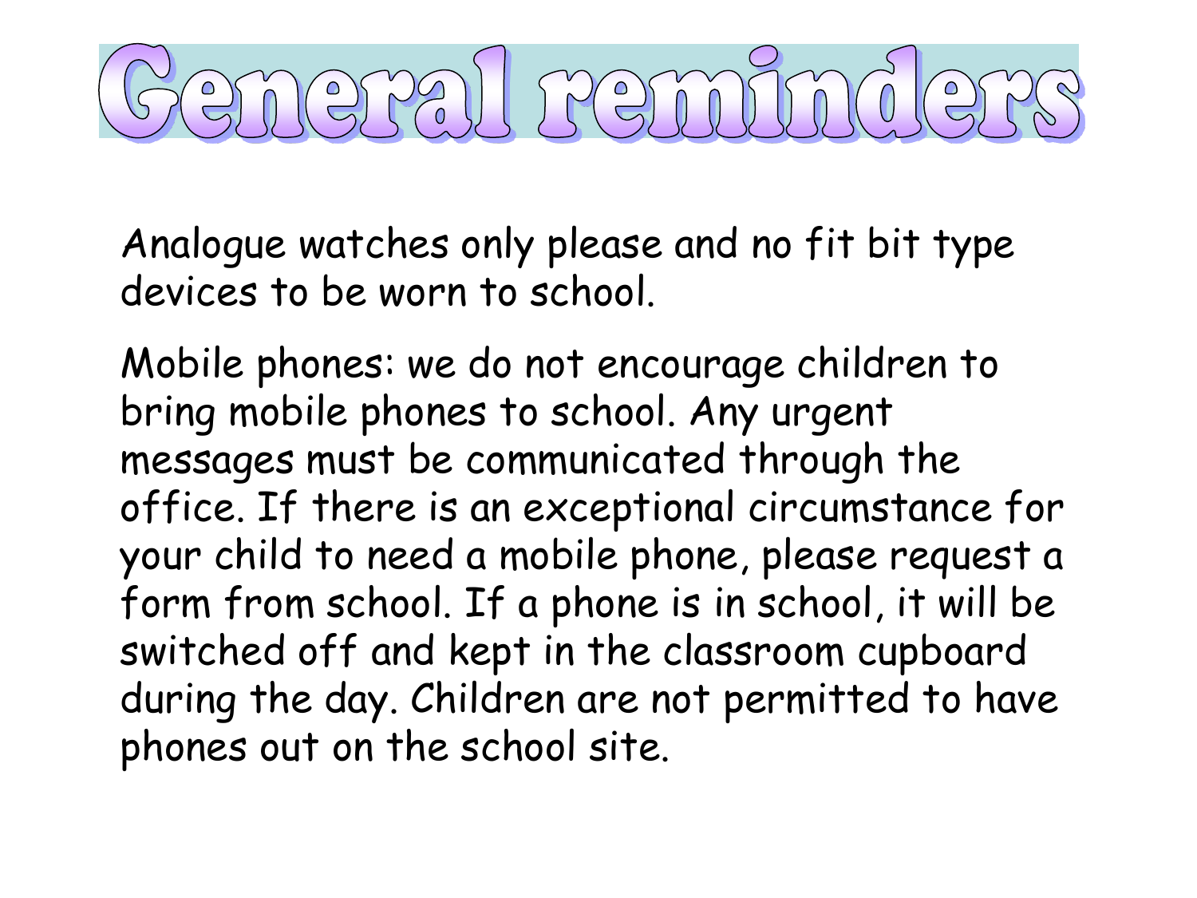# General reminders

Analogue watches only please and no fit bit type devices to be worn to school.

Mobile phones: we do not encourage children to bring mobile phones to school. Any urgent messages must be communicated through the office. If there is an exceptional circumstance for your child to need a mobile phone, please request a form from school. If a phone is in school, it will be switched off and kept in the classroom cupboard during the day. Children are not permitted to have phones out on the school site.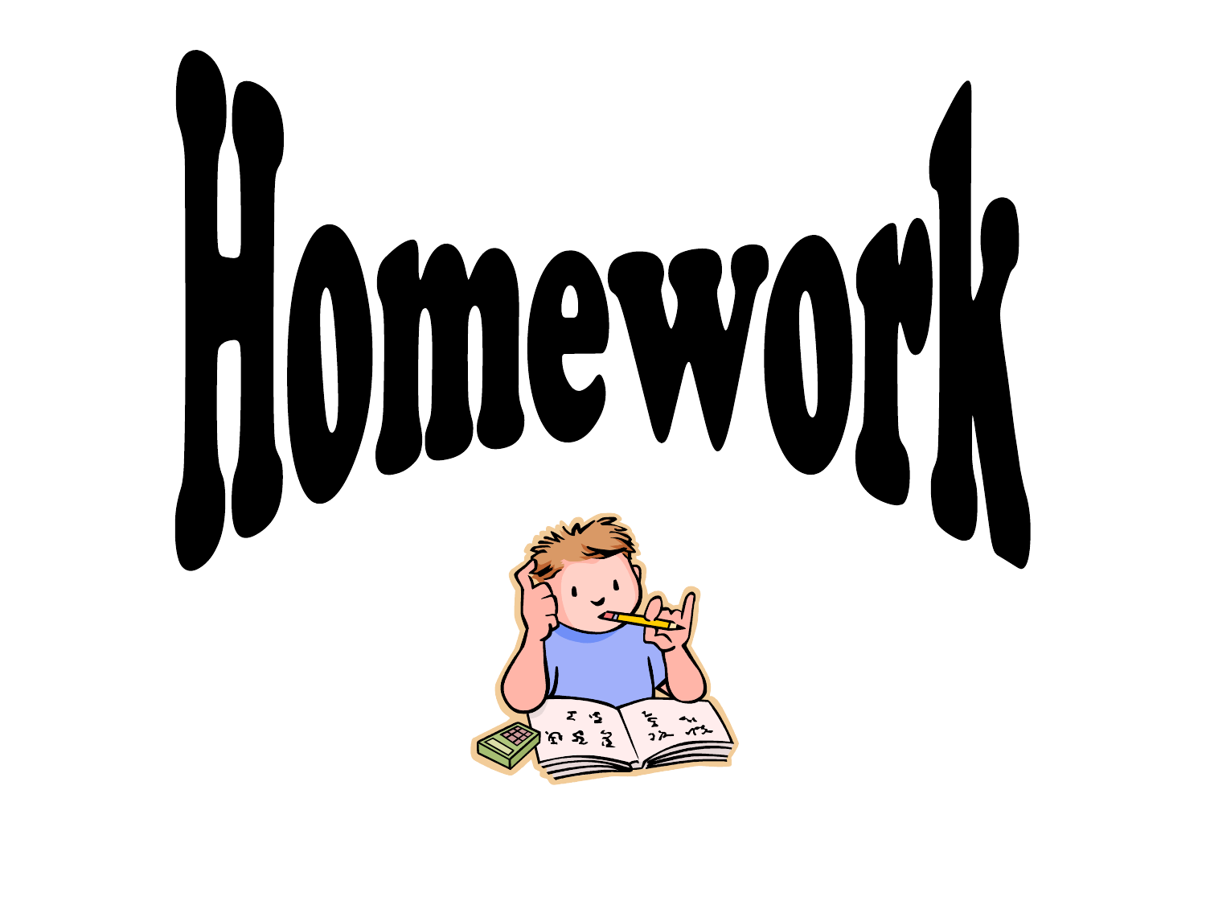# Homework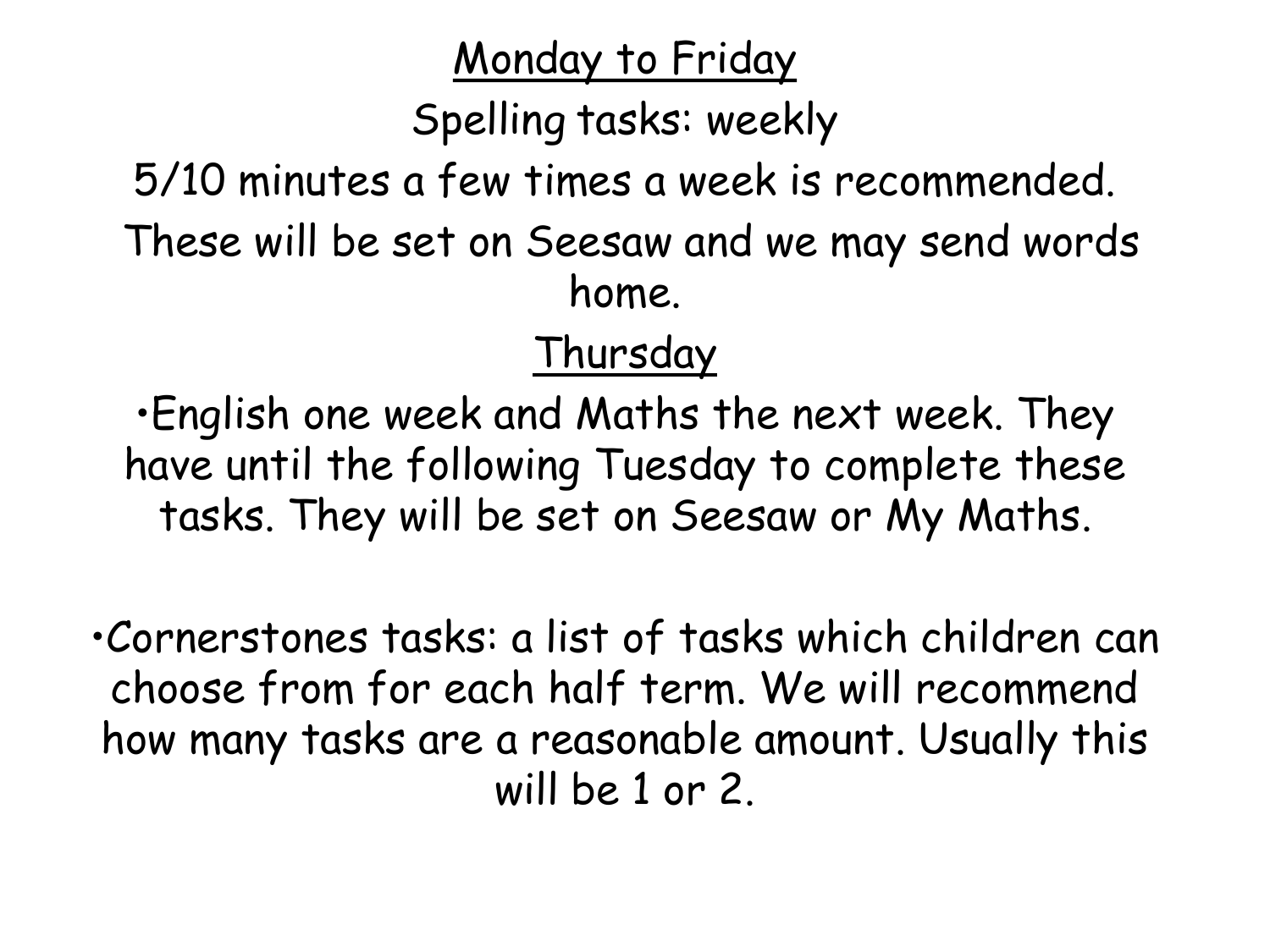<u>Monday to Friday</u>

Spelling tasks: weekly

5/10 minutes a few times a week is recommended.

These will be set on Seesaw and we may send words home.

<u>Thursday</u>

- English one week and Maths the next week. They have until the following Tuesday to complete these tasks. They will be set on Seesaw or My Maths.

- Cornerstones tasks: a list of tasks which children can choose from for each half term. We will recommend how many tasks are a reasonable amount. Usually this will be 1 or 2.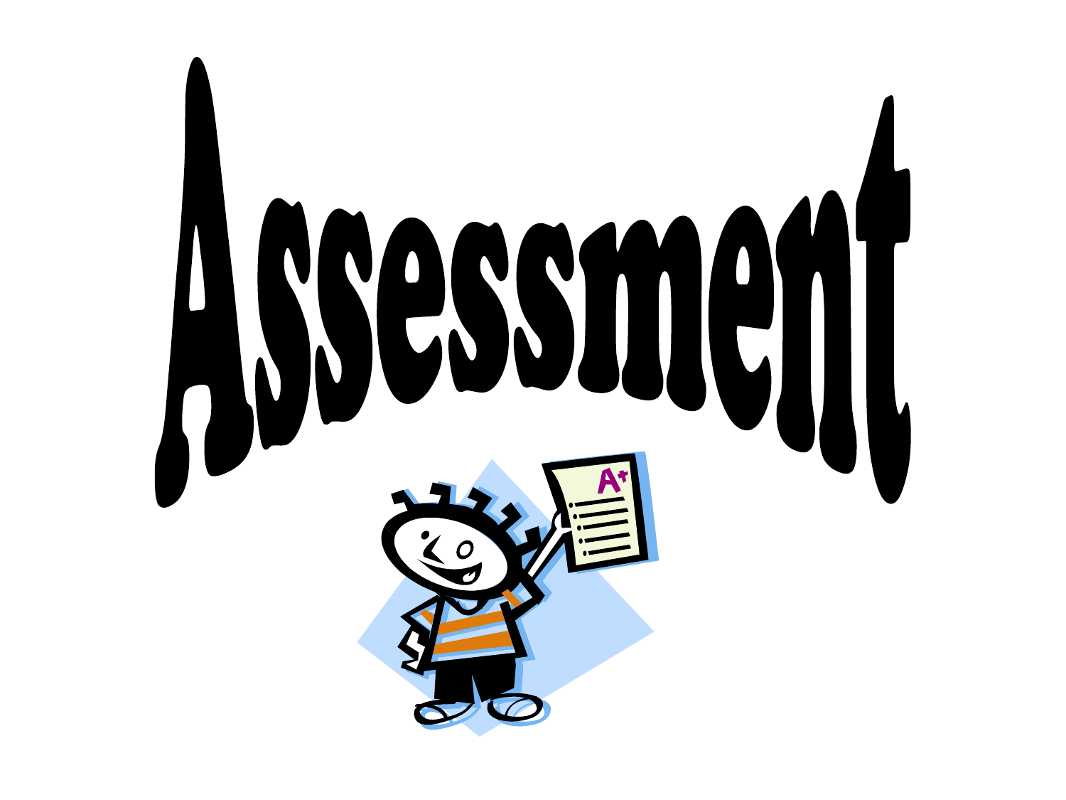# Assessment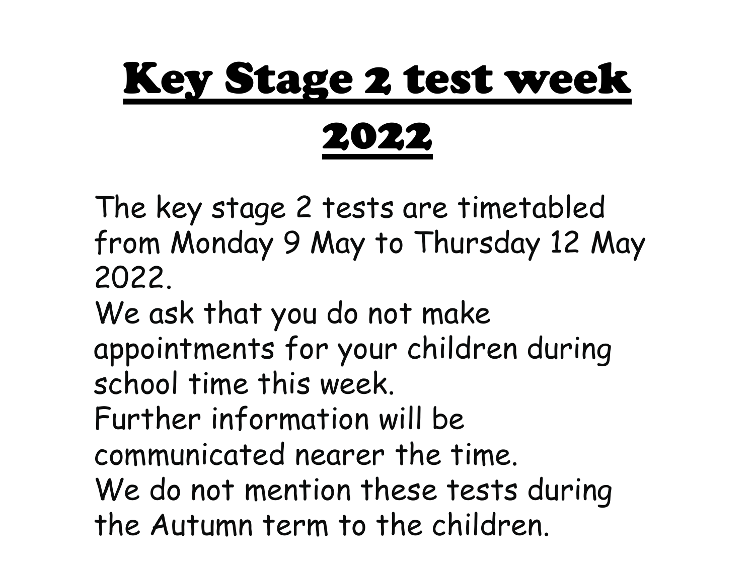# Key Stage 2 test week 2022

The key stage 2 tests are timetabled from Monday 9 May to Thursday 12 May 2022.

We ask that you do not make appointments for your children during school time this week.

Further information will be communicated nearer the time.

We do not mention these tests during the Autumn term to the children.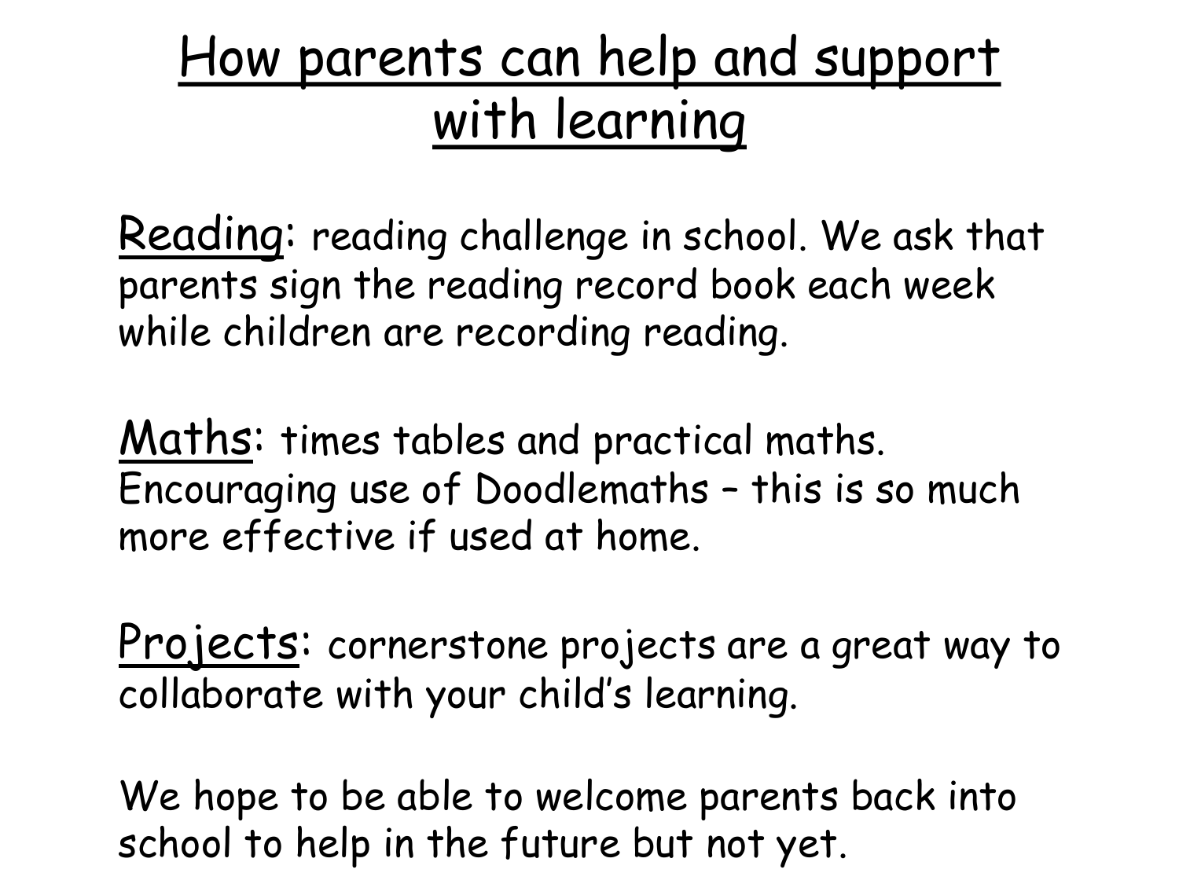# How parents can help and support with learning

Reading: reading challenge in school. We ask that parents sign the reading record book each week while children are recording reading.

Maths: times tables and practical maths. Encouraging use of Doodlemaths – this is so much more effective if used at home.

Projects: cornerstone projects are a great way to collaborate with your child's learning.

We hope to be able to welcome parents back into school to help in the future but not yet.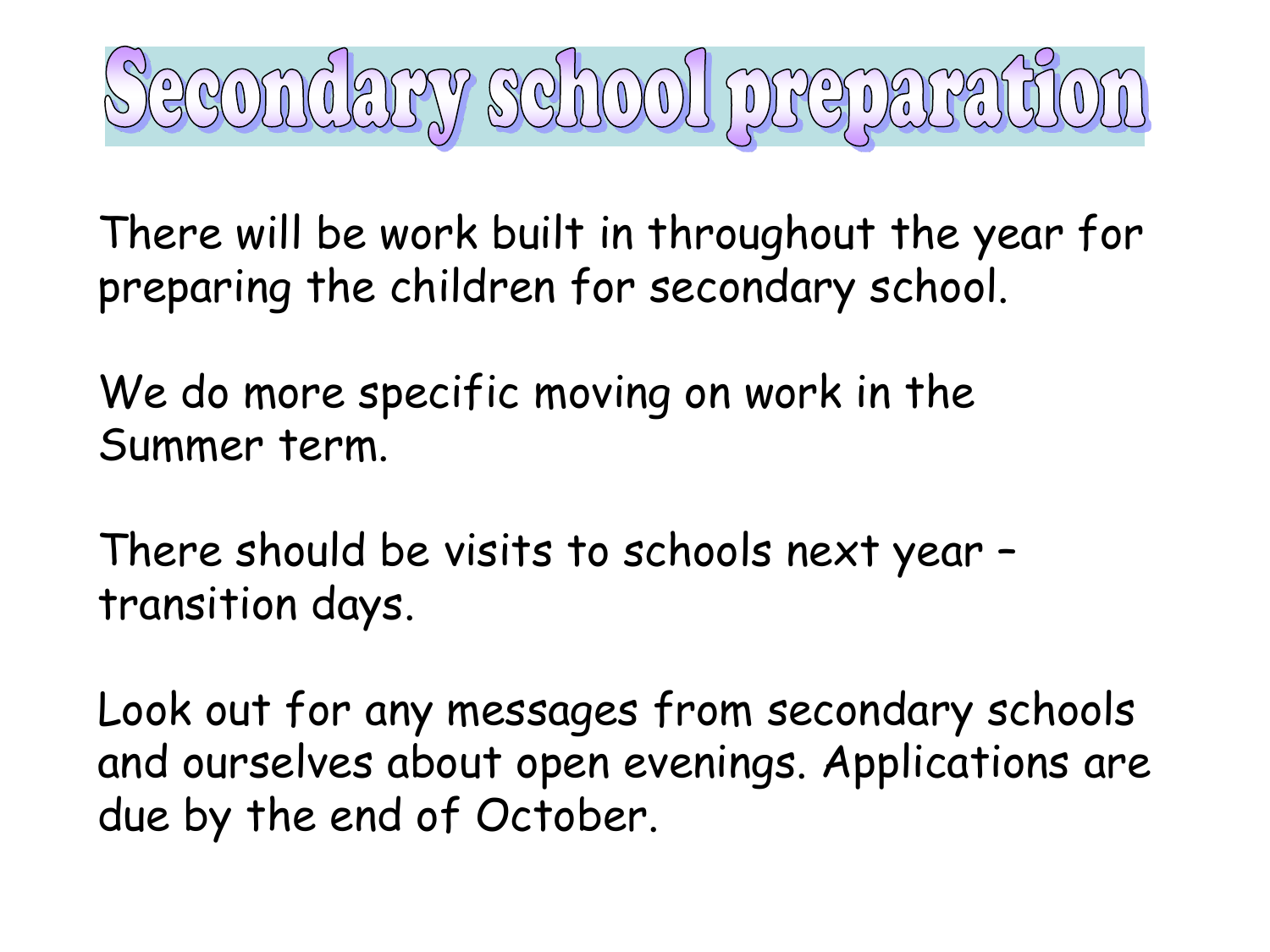# Secondary school preparation

There will be work built in throughout the year for preparing the children for secondary school.

We do more specific moving on work in the Summer term.

There should be visits to schools next year – transition days.

Look out for any messages from secondary schools and ourselves about open evenings. Applications are due by the end of October.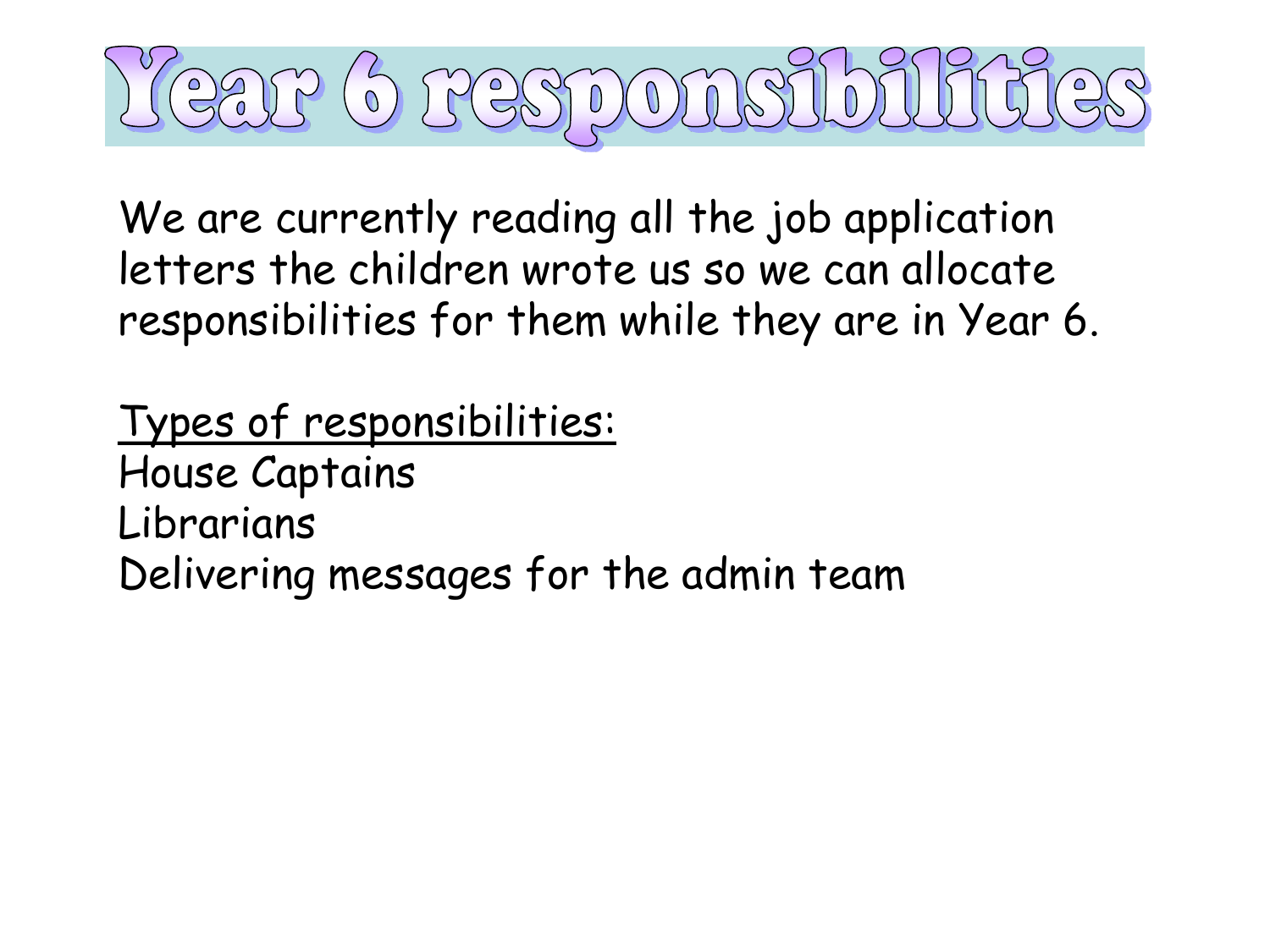# Year 6 responsibilities

We are currently reading all the job application letters the children wrote us so we can allocate responsibilities for them while they are in Year 6.

Types of responsibilities:

House Captains
Librarians
Delivering messages for the admin team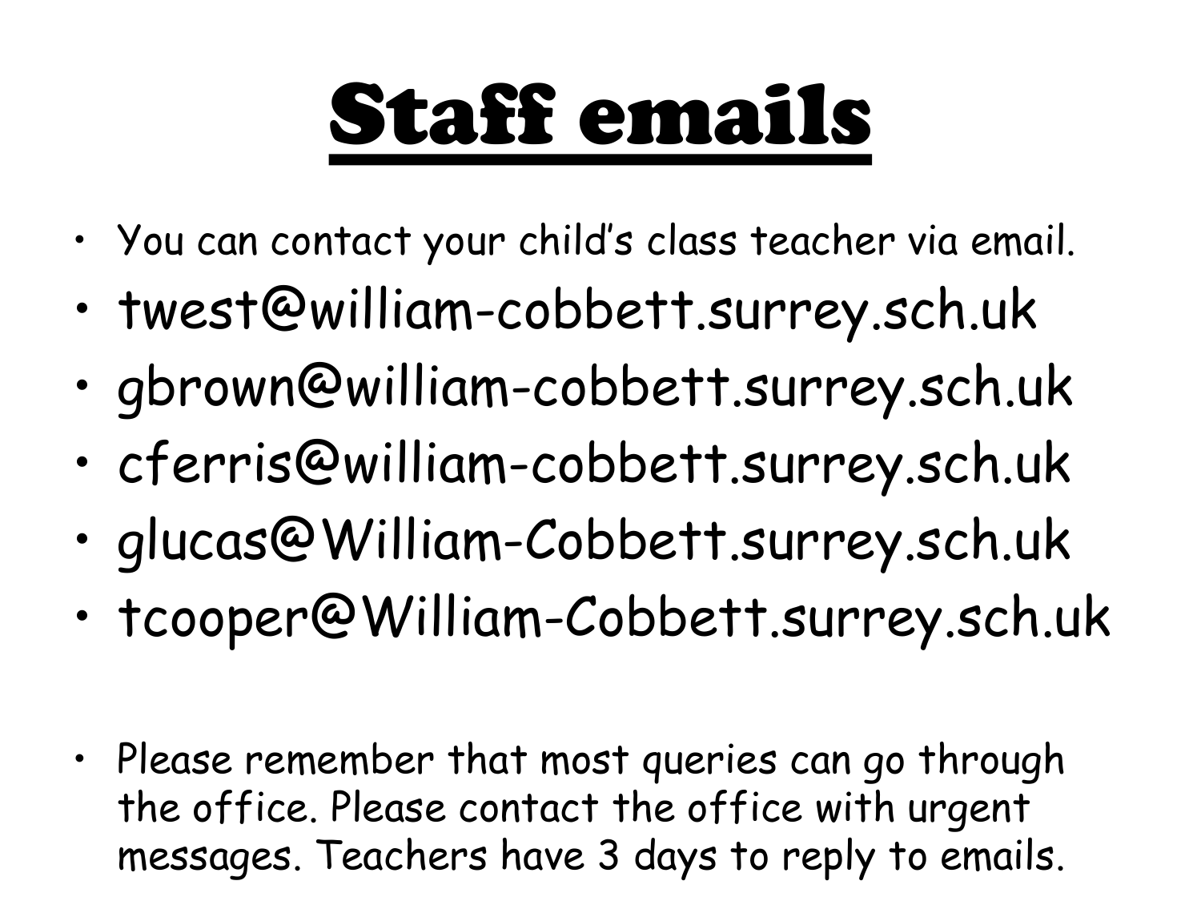# Staff emails

- You can contact your child's class teacher via email.
- twest@william-cobbett.surrey.sch.uk
- gbrown@william-cobbett.surrey.sch.uk
- cferris@william-cobbett.surrey.sch.uk
- glucas@William-Cobbett.surrey.sch.uk
- tcooper@William-Cobbett.surrey.sch.uk

- Please remember that most queries can go through the office. Please contact the office with urgent messages. Teachers have 3 days to reply to emails.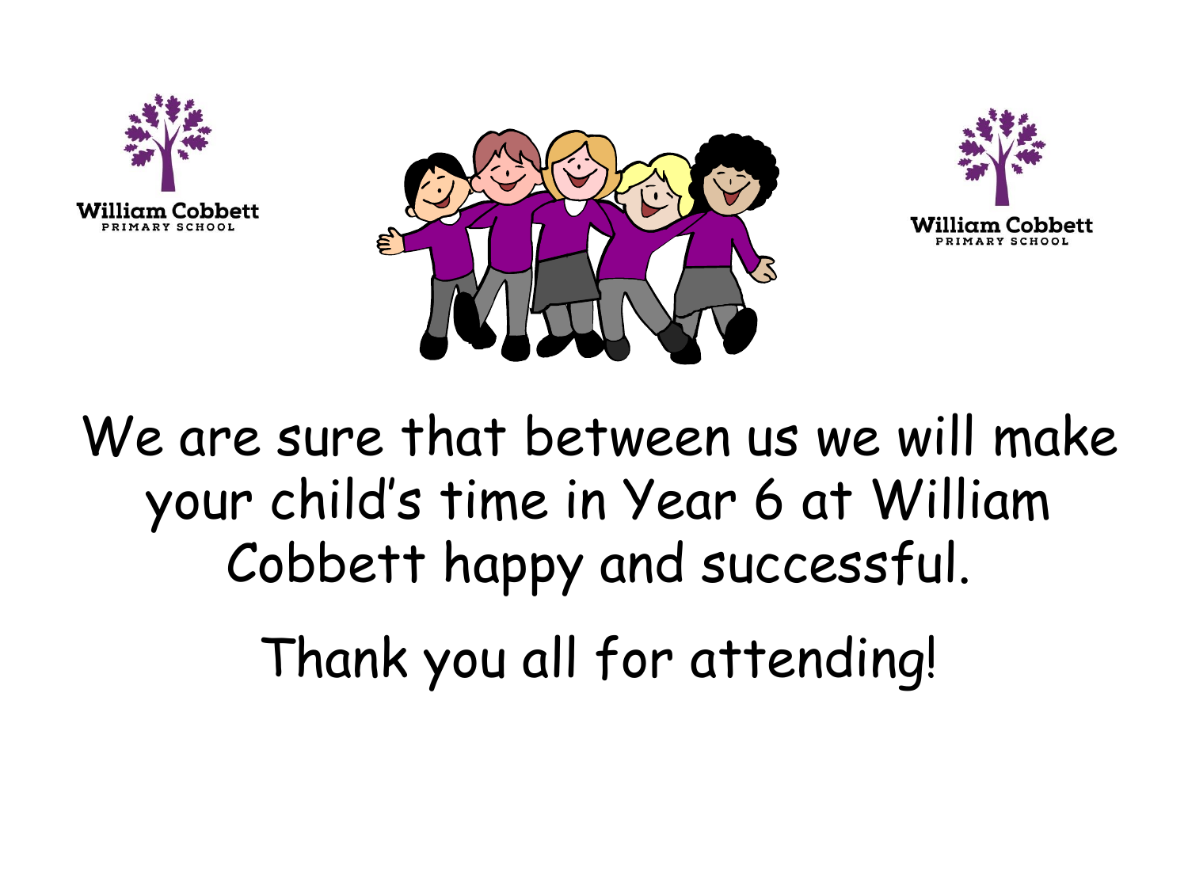William Cobbett
PRIMARY SCHOOL

We are sure that between us we will make your child's time in Year 6 at William Cobbett happy and successful.

Thank you all for attending!